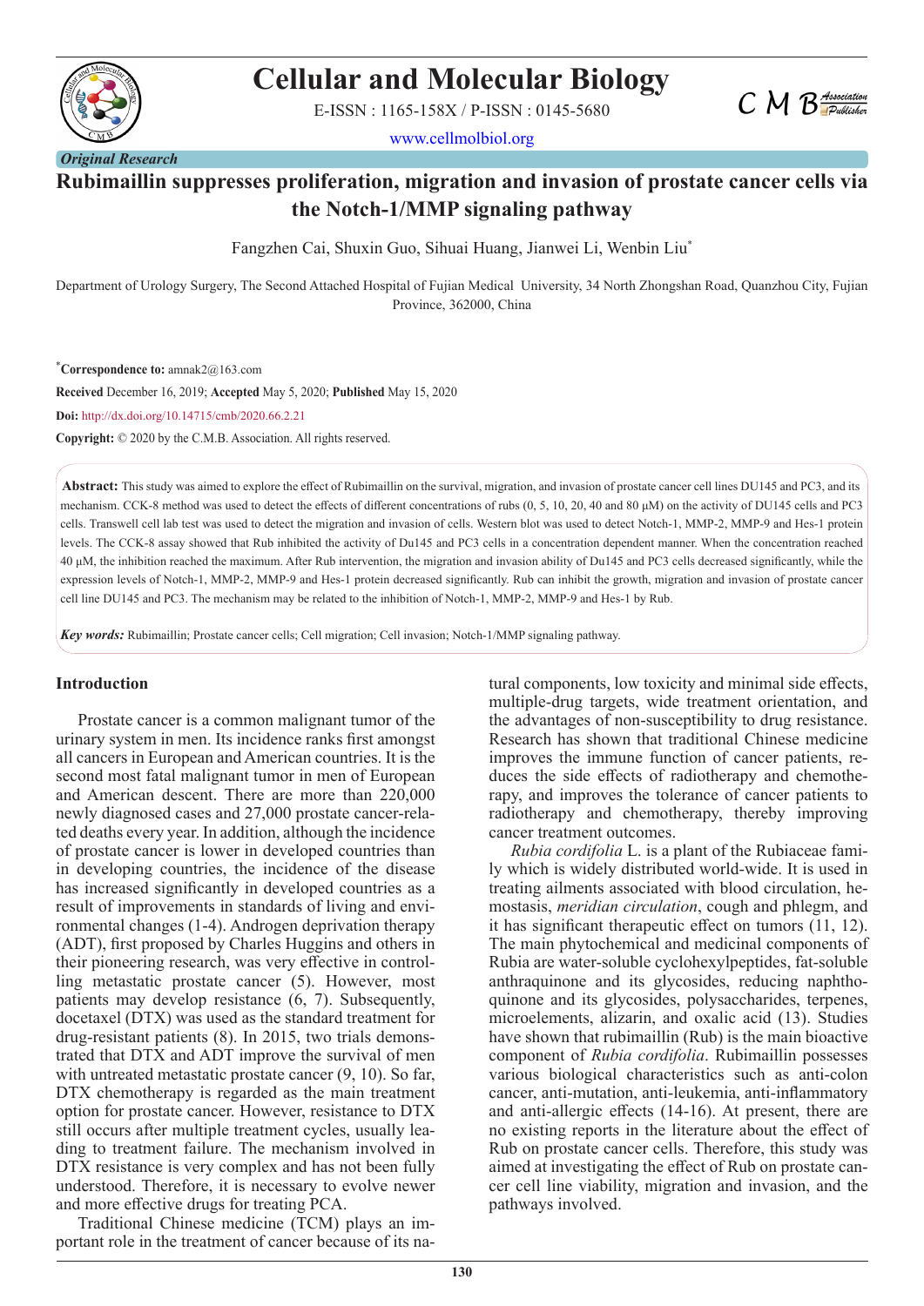*Original Research*

# Rubimaillin suppresses proliferation, migration and invasion of prostate cancer cells via the Notch-1/MMP signaling pathway

Fangzhen Cai, Shuxin Guo, Sihuai Huang, Jianwei Li, Wenbin Liu*

Department of Urology Surgery, The Second Attached Hospital of Fujian Medical University, 34 North Zhongshan Road, Quanzhou City, Fujian Province, 362000, China

*Correspondence to: amnak2@163.com

**Received** December 16, 2019; **Accepted** May 5, 2020; **Published** May 15, 2020

**Doi:** http://dx.doi.org/10.14715/cmb/2020.66.2.21

**Copyright:** © 2020 by the C.M.B. Association. All rights reserved.

**Abstract:** This study was aimed to explore the effect of Rubimaillin on the survival, migration, and invasion of prostate cancer cell lines DU145 and PC3, and its mechanism. CCK-8 method was used to detect the effects of different concentrations of rubs (0, 5, 10, 20, 40 and 80 μM) on the activity of DU145 cells and PC3 cells. Transwell cell lab test was used to detect the migration and invasion of cells. Western blot was used to detect Notch-1, MMP-2, MMP-9 and Hes-1 protein levels. The CCK-8 assay showed that Rub inhibited the activity of Du145 and PC3 cells in a concentration dependent manner. When the concentration reached 40 μM, the inhibition reached the maximum. After Rub intervention, the migration and invasion ability of Du145 and PC3 cells decreased significantly, while the expression levels of Notch-1, MMP-2, MMP-9 and Hes-1 protein decreased significantly. Rub can inhibit the growth, migration and invasion of prostate cancer cell line DU145 and PC3. The mechanism may be related to the inhibition of Notch-1, MMP-2, MMP-9 and Hes-1 by Rub.

***Key words:*** Rubimaillin; Prostate cancer cells; Cell migration; Cell invasion; Notch-1/MMP signaling pathway.

## Introduction

Prostate cancer is a common malignant tumor of the urinary system in men. Its incidence ranks first amongst all cancers in European and American countries. It is the second most fatal malignant tumor in men of European and American descent. There are more than 220,000 newly diagnosed cases and 27,000 prostate cancer-related deaths every year. In addition, although the incidence of prostate cancer is lower in developed countries than in developing countries, the incidence of the disease has increased significantly in developed countries as a result of improvements in standards of living and environmental changes (1-4). Androgen deprivation therapy (ADT), first proposed by Charles Huggins and others in their pioneering research, was very effective in controlling metastatic prostate cancer (5). However, most patients may develop resistance (6, 7). Subsequently, docetaxel (DTX) was used as the standard treatment for drug-resistant patients (8). In 2015, two trials demonstrated that DTX and ADT improve the survival of men with untreated metastatic prostate cancer (9, 10). So far, DTX chemotherapy is regarded as the main treatment option for prostate cancer. However, resistance to DTX still occurs after multiple treatment cycles, usually leading to treatment failure. The mechanism involved in DTX resistance is very complex and has not been fully understood. Therefore, it is necessary to evolve newer and more effective drugs for treating PCA.

Traditional Chinese medicine (TCM) plays an important role in the treatment of cancer because of its natural components, low toxicity and minimal side effects, multiple-drug targets, wide treatment orientation, and the advantages of non-susceptibility to drug resistance. Research has shown that traditional Chinese medicine improves the immune function of cancer patients, reduces the side effects of radiotherapy and chemotherapy, and improves the tolerance of cancer patients to radiotherapy and chemotherapy, thereby improving cancer treatment outcomes.

*Rubia cordifolia* L. is a plant of the Rubiaceae family which is widely distributed world-wide. It is used in treating ailments associated with blood circulation, hemostasis, *meridian circulation*, cough and phlegm, and it has significant therapeutic effect on tumors (11, 12). The main phytochemical and medicinal components of Rubia are water-soluble cyclohexylpeptides, fat-soluble anthraquinone and its glycosides, reducing naphthoquinone and its glycosides, polysaccharides, terpenes, microelements, alizarin, and oxalic acid (13). Studies have shown that rubimaillin (Rub) is the main bioactive component of *Rubia cordifolia*. Rubimaillin possesses various biological characteristics such as anti-colon cancer, anti-mutation, anti-leukemia, anti-inflammatory and anti-allergic effects (14-16). At present, there are no existing reports in the literature about the effect of Rub on prostate cancer cells. Therefore, this study was aimed at investigating the effect of Rub on prostate cancer cell line viability, migration and invasion, and the pathways involved.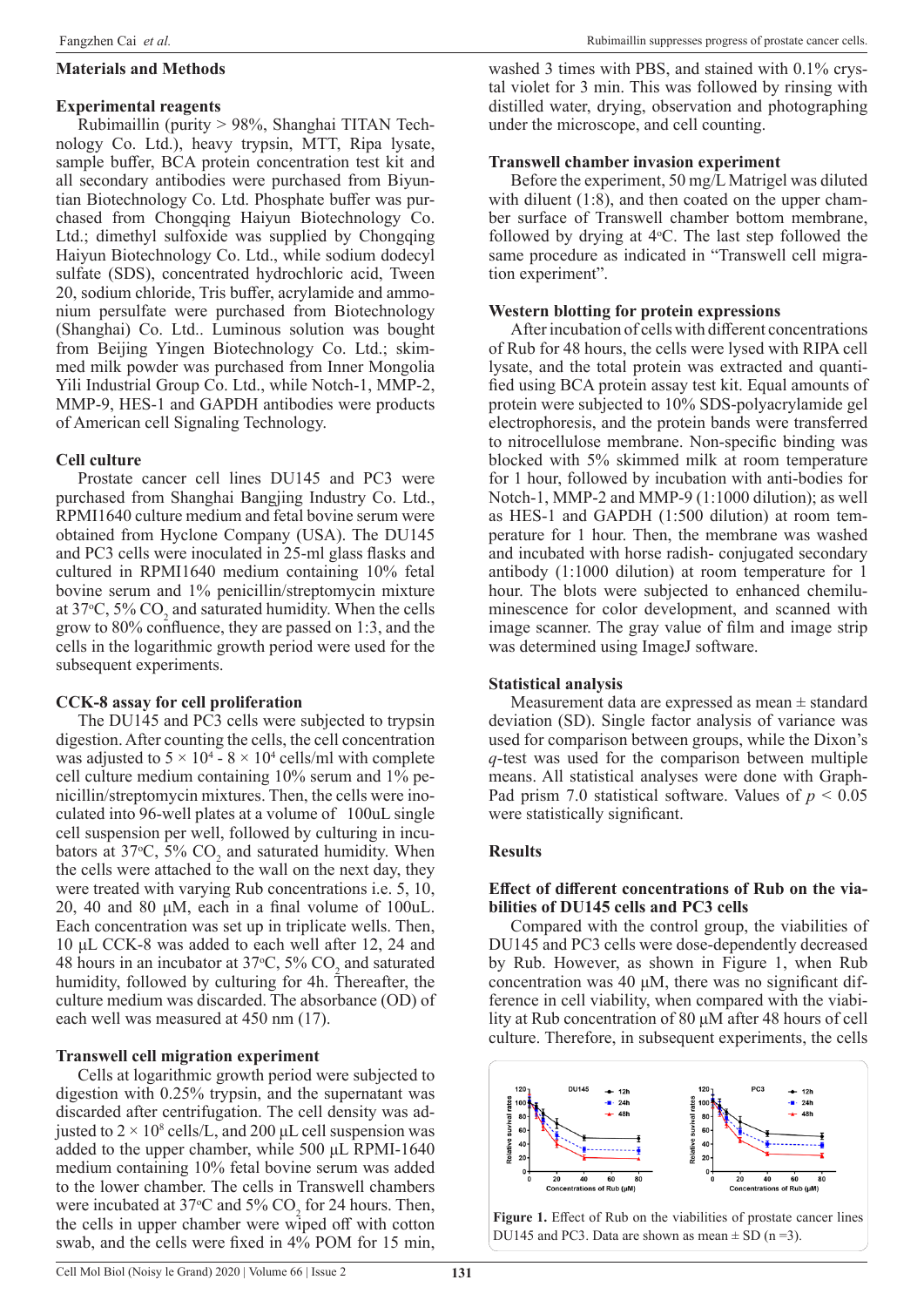## Materials and Methods

### Experimental reagents

Rubimaillin (purity > 98%, Shanghai TITAN Technology Co. Ltd.), heavy trypsin, MTT, Ripa lysate, sample buffer, BCA protein concentration test kit and all secondary antibodies were purchased from Biyuntian Biotechnology Co. Ltd. Phosphate buffer was purchased from Chongqing Haiyun Biotechnology Co. Ltd.; dimethyl sulfoxide was supplied by Chongqing Haiyun Biotechnology Co. Ltd., while sodium dodecyl sulfate (SDS), concentrated hydrochloric acid, Tween 20, sodium chloride, Tris buffer, acrylamide and ammonium persulfate were purchased from Biotechnology (Shanghai) Co. Ltd.. Luminous solution was bought from Beijing Yingen Biotechnology Co. Ltd.; skimmed milk powder was purchased from Inner Mongolia Yili Industrial Group Co. Ltd., while Notch-1, MMP-2, MMP-9, HES-1 and GAPDH antibodies were products of American cell Signaling Technology.

### Cell culture

Prostate cancer cell lines DU145 and PC3 were purchased from Shanghai Bangjing Industry Co. Ltd., RPMI1640 culture medium and fetal bovine serum were obtained from Hyclone Company (USA). The DU145 and PC3 cells were inoculated in 25-ml glass flasks and cultured in RPMI1640 medium containing 10% fetal bovine serum and 1% penicillin/streptomycin mixture at 37°C, 5% $CO_2$ and saturated humidity. When the cells grow to 80% confluence, they are passed on 1:3, and the cells in the logarithmic growth period were used for the subsequent experiments.

### CCK-8 assay for cell proliferation

The DU145 and PC3 cells were subjected to trypsin digestion. After counting the cells, the cell concentration was adjusted to $5 \times 10^4$ - $8 \times 10^4$ cells/ml with complete cell culture medium containing 10% serum and 1% penicillin/streptomycin mixtures. Then, the cells were inoculated into 96-well plates at a volume of 100uL single cell suspension per well, followed by culturing in incubators at 37°C, 5% $CO_2$ and saturated humidity. When the cells were attached to the wall on the next day, they were treated with varying Rub concentrations i.e. 5, 10, 20, 40 and 80 μM, each in a final volume of 100uL. Each concentration was set up in triplicate wells. Then, 10 μL CCK-8 was added to each well after 12, 24 and 48 hours in an incubator at 37°C, 5% $CO_2$ and saturated humidity, followed by culturing for 4h. Thereafter, the culture medium was discarded. The absorbance (OD) of each well was measured at 450 nm (17).

### Transwell cell migration experiment

Cells at logarithmic growth period were subjected to digestion with 0.25% trypsin, and the supernatant was discarded after centrifugation. The cell density was adjusted to $2 \times 10^8$ cells/L, and 200 μL cell suspension was added to the upper chamber, while 500 μL RPMI-1640 medium containing 10% fetal bovine serum was added to the lower chamber. The cells in Transwell chambers were incubated at 37°C and 5% $CO_2$ for 24 hours. Then, the cells in upper chamber were wiped off with cotton swab, and the cells were fixed in 4% POM for 15 min, washed 3 times with PBS, and stained with 0.1% crystal violet for 3 min. This was followed by rinsing with distilled water, drying, observation and photographing under the microscope, and cell counting.

### Transwell chamber invasion experiment

Before the experiment, 50 mg/L Matrigel was diluted with diluent (1:8), and then coated on the upper chamber surface of Transwell chamber bottom membrane, followed by drying at 4°C. The last step followed the same procedure as indicated in "Transwell cell migration experiment".

### Western blotting for protein expressions

After incubation of cells with different concentrations of Rub for 48 hours, the cells were lysed with RIPA cell lysate, and the total protein was extracted and quantified using BCA protein assay test kit. Equal amounts of protein were subjected to 10% SDS-polyacrylamide gel electrophoresis, and the protein bands were transferred to nitrocellulose membrane. Non-specific binding was blocked with 5% skimmed milk at room temperature for 1 hour, followed by incubation with anti-bodies for Notch-1, MMP-2 and MMP-9 (1:1000 dilution); as well as HES-1 and GAPDH (1:500 dilution) at room temperature for 1 hour. Then, the membrane was washed and incubated with horse radish- conjugated secondary antibody (1:1000 dilution) at room temperature for 1 hour. The blots were subjected to enhanced chemiluminescence for color development, and scanned with image scanner. The gray value of film and image strip was determined using ImageJ software.

### Statistical analysis

Measurement data are expressed as mean ± standard deviation (SD). Single factor analysis of variance was used for comparison between groups, while the Dixon's *q*-test was used for the comparison between multiple means. All statistical analyses were done with GraphPad prism 7.0 statistical software. Values of $p < 0.05$ were statistically significant.

## Results

### Effect of different concentrations of Rub on the viabilities of DU145 cells and PC3 cells

Compared with the control group, the viabilities of DU145 and PC3 cells were dose-dependently decreased by Rub. However, as shown in Figure 1, when Rub concentration was 40 μM, there was no significant difference in cell viability, when compared with the viability at Rub concentration of 80 μM after 48 hours of cell culture. Therefore, in subsequent experiments, the cells

**Figure 1.** Effect of Rub on the viabilities of prostate cancer lines DU145 and PC3. Data are shown as mean ± SD (n =3).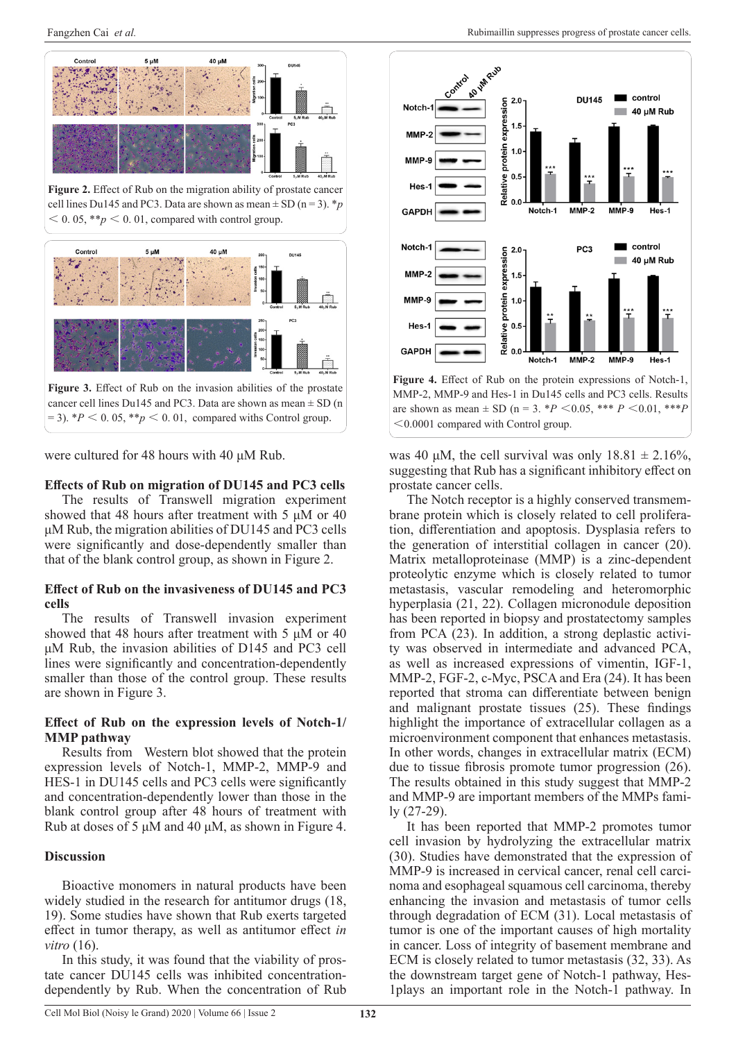Figure 2. Effect of Rub on the migration ability of prostate cancer cell lines Du145 and PC3. Data are shown as mean ± SD (n = 3). *$p < 0.05$, **$p < 0.01$, compared with control group.

Figure 3. Effect of Rub on the invasion abilities of the prostate cancer cell lines Du145 and PC3. Data are shown as mean ± SD (n = 3). *$P < 0.05$, **$p < 0.01$, compared withs Control group.

were cultured for 48 hours with 40 µM Rub.

### Effects of Rub on migration of DU145 and PC3 cells

The results of Transwell migration experiment showed that 48 hours after treatment with 5 µM or 40 µM Rub, the migration abilities of DU145 and PC3 cells were significantly and dose-dependently smaller than that of the blank control group, as shown in Figure 2.

### Effect of Rub on the invasiveness of DU145 and PC3 cells

The results of Transwell invasion experiment showed that 48 hours after treatment with 5 µM or 40 µM Rub, the invasion abilities of D145 and PC3 cell lines were significantly and concentration-dependently smaller than those of the control group. These results are shown in Figure 3.

### Effect of Rub on the expression levels of Notch-1/MMP pathway

Results from Western blot showed that the protein expression levels of Notch-1, MMP-2, MMP-9 and HES-1 in DU145 cells and PC3 cells were significantly and concentration-dependently lower than those in the blank control group after 48 hours of treatment with Rub at doses of 5 µM and 40 µM, as shown in Figure 4.

## Discussion

Bioactive monomers in natural products have been widely studied in the research for antitumor drugs (18, 19). Some studies have shown that Rub exerts targeted effect in tumor therapy, as well as antitumor effect *in vitro* (16).

In this study, it was found that the viability of prostate cancer DU145 cells was inhibited concentration-dependently by Rub. When the concentration of Rub

Figure 4. Effect of Rub on the protein expressions of Notch-1, MMP-2, MMP-9 and Hes-1 in Du145 cells and PC3 cells. Results are shown as mean ± SD (n = 3. *$P < 0.05$, *** $P < 0.01$, ***$P < 0.0001$ compared with Control group.

was 40 µM, the cell survival was only 18.81 ± 2.16%, suggesting that Rub has a significant inhibitory effect on prostate cancer cells.

The Notch receptor is a highly conserved transmembrane protein which is closely related to cell proliferation, differentiation and apoptosis. Dysplasia refers to the generation of interstitial collagen in cancer (20). Matrix metalloproteinase (MMP) is a zinc-dependent proteolytic enzyme which is closely related to tumor metastasis, vascular remodeling and heteromorphic hyperplasia (21, 22). Collagen micronodule deposition has been reported in biopsy and prostatectomy samples from PCA (23). In addition, a strong deplastic activity was observed in intermediate and advanced PCA, as well as increased expressions of vimentin, IGF-1, MMP-2, FGF-2, c-Myc, PSCA and Era (24). It has been reported that stroma can differentiate between benign and malignant prostate tissues (25). These findings highlight the importance of extracellular collagen as a microenvironment component that enhances metastasis. In other words, changes in extracellular matrix (ECM) due to tissue fibrosis promote tumor progression (26). The results obtained in this study suggest that MMP-2 and MMP-9 are important members of the MMPs family (27-29).

It has been reported that MMP-2 promotes tumor cell invasion by hydrolyzing the extracellular matrix (30). Studies have demonstrated that the expression of MMP-9 is increased in cervical cancer, renal cell carcinoma and esophageal squamous cell carcinoma, thereby enhancing the invasion and metastasis of tumor cells through degradation of ECM (31). Local metastasis of tumor is one of the important causes of high mortality in cancer. Loss of integrity of basement membrane and ECM is closely related to tumor metastasis (32, 33). As the downstream target gene of Notch-1 pathway, Hes-1plays an important role in the Notch-1 pathway. In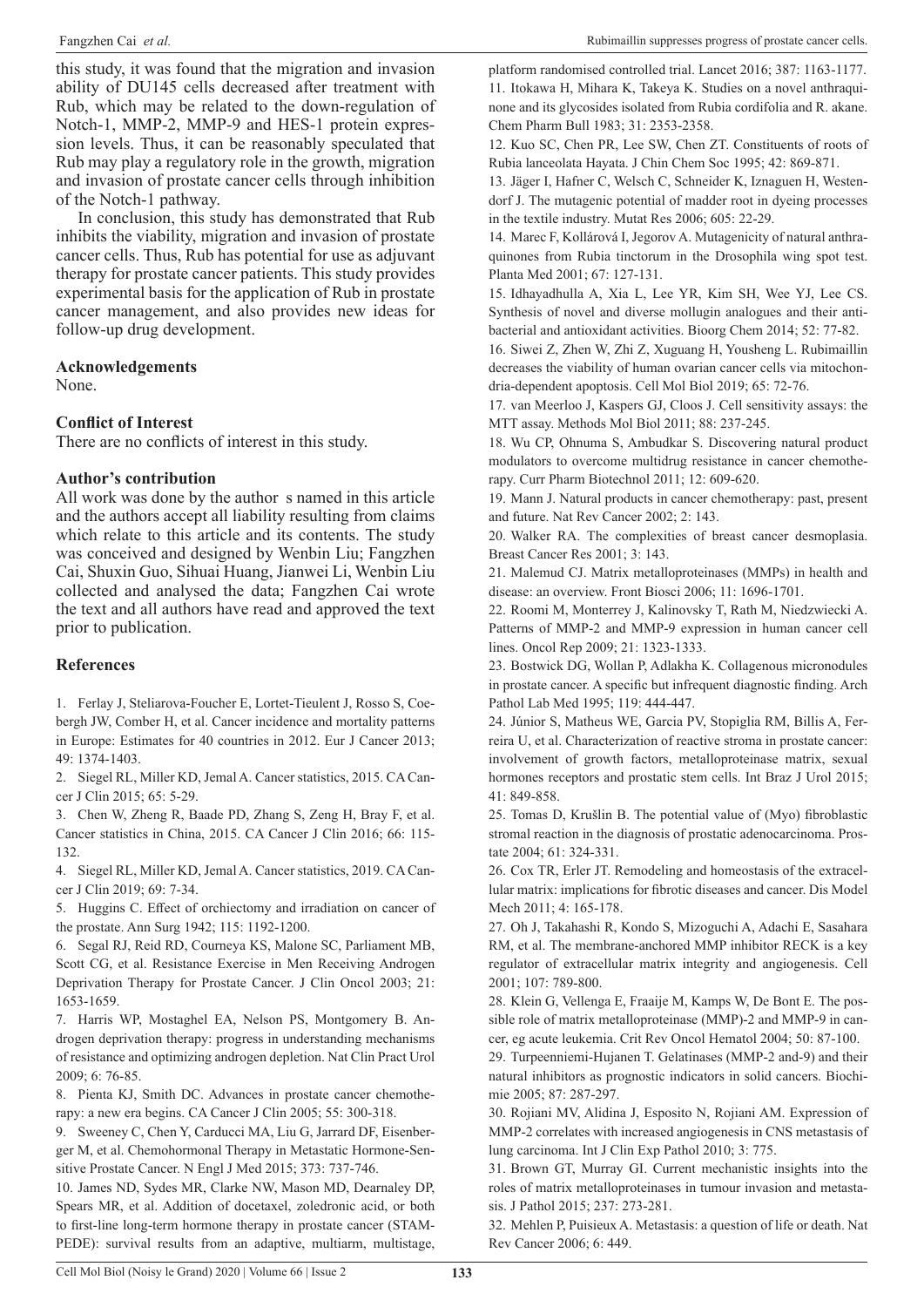this study, it was found that the migration and invasion ability of DU145 cells decreased after treatment with Rub, which may be related to the down-regulation of Notch-1, MMP-2, MMP-9 and HES-1 protein expression levels. Thus, it can be reasonably speculated that Rub may play a regulatory role in the growth, migration and invasion of prostate cancer cells through inhibition of the Notch-1 pathway.

In conclusion, this study has demonstrated that Rub inhibits the viability, migration and invasion of prostate cancer cells. Thus, Rub has potential for use as adjuvant therapy for prostate cancer patients. This study provides experimental basis for the application of Rub in prostate cancer management, and also provides new ideas for follow-up drug development.

## Acknowledgements

None.

## Conflict of Interest

There are no conflicts of interest in this study.

## Author's contribution

All work was done by the author s named in this article and the authors accept all liability resulting from claims which relate to this article and its contents. The study was conceived and designed by Wenbin Liu; Fangzhen Cai, Shuxin Guo, Sihuai Huang, Jianwei Li, Wenbin Liu collected and analysed the data; Fangzhen Cai wrote the text and all authors have read and approved the text prior to publication.

## References

1. Ferlay J, Steliarova-Foucher E, Lortet-Tieulent J, Rosso S, Coebergh JW, Comber H, et al. Cancer incidence and mortality patterns in Europe: Estimates for 40 countries in 2012. Eur J Cancer 2013; 49: 1374-1403.
2. Siegel RL, Miller KD, Jemal A. Cancer statistics, 2015. CA Cancer J Clin 2015; 65: 5-29.
3. Chen W, Zheng R, Baade PD, Zhang S, Zeng H, Bray F, et al. Cancer statistics in China, 2015. CA Cancer J Clin 2016; 66: 115-132.
4. Siegel RL, Miller KD, Jemal A. Cancer statistics, 2019. CA Cancer J Clin 2019; 69: 7-34.
5. Huggins C. Effect of orchiectomy and irradiation on cancer of the prostate. Ann Surg 1942; 115: 1192-1200.
6. Segal RJ, Reid RD, Courneya KS, Malone SC, Parliament MB, Scott CG, et al. Resistance Exercise in Men Receiving Androgen Deprivation Therapy for Prostate Cancer. J Clin Oncol 2003; 21: 1653-1659.
7. Harris WP, Mostaghel EA, Nelson PS, Montgomery B. Androgen deprivation therapy: progress in understanding mechanisms of resistance and optimizing androgen depletion. Nat Clin Pract Urol 2009; 6: 76-85.
8. Pienta KJ, Smith DC. Advances in prostate cancer chemotherapy: a new era begins. CA Cancer J Clin 2005; 55: 300-318.
9. Sweeney C, Chen Y, Carducci MA, Liu G, Jarrard DF, Eisenberger M, et al. Chemohormonal Therapy in Metastatic Hormone-Sensitive Prostate Cancer. N Engl J Med 2015; 373: 737-746.
10. James ND, Sydes MR, Clarke NW, Mason MD, Dearnaley DP, Spears MR, et al. Addition of docetaxel, zoledronic acid, or both to first-line long-term hormone therapy in prostate cancer (STAMPEDE): survival results from an adaptive, multiarm, multistage, platform randomised controlled trial. Lancet 2016; 387: 1163-1177.
11. Itokawa H, Mihara K, Takeya K. Studies on a novel anthraquinone and its glycosides isolated from Rubia cordifolia and R. akane. Chem Pharm Bull 1983; 31: 2353-2358.
12. Kuo SC, Chen PR, Lee SW, Chen ZT. Constituents of roots of Rubia lanceolata Hayata. J Chin Chem Soc 1995; 42: 869-871.
13. Jäger I, Hafner C, Welsch C, Schneider K, Iznaguen H, Westendorf J. The mutagenic potential of madder root in dyeing processes in the textile industry. Mutat Res 2006; 605: 22-29.
14. Marec F, Kollárová I, Jegorov A. Mutagenicity of natural anthraquinones from Rubia tinctorum in the Drosophila wing spot test. Planta Med 2001; 67: 127-131.
15. Idhayadhulla A, Xia L, Lee YR, Kim SH, Wee YJ, Lee CS. Synthesis of novel and diverse mollugin analogues and their antibacterial and antioxidant activities. Bioorg Chem 2014; 52: 77-82.
16. Siwei Z, Zhen W, Zhi Z, Xuguang H, Yousheng L. Rubimaillin decreases the viability of human ovarian cancer cells via mitochondria-dependent apoptosis. Cell Mol Biol 2019; 65: 72-76.
17. van Meerloo J, Kaspers GJ, Cloos J. Cell sensitivity assays: the MTT assay. Methods Mol Biol 2011; 88: 237-245.
18. Wu CP, Ohnuma S, Ambudkar S. Discovering natural product modulators to overcome multidrug resistance in cancer chemotherapy. Curr Pharm Biotechnol 2011; 12: 609-620.
19. Mann J. Natural products in cancer chemotherapy: past, present and future. Nat Rev Cancer 2002; 2: 143.
20. Walker RA. The complexities of breast cancer desmoplasia. Breast Cancer Res 2001; 3: 143.
21. Malemud CJ. Matrix metalloproteinases (MMPs) in health and disease: an overview. Front Biosci 2006; 11: 1696-1701.
22. Roomi M, Monterrey J, Kalinovsky T, Rath M, Niedzwiecki A. Patterns of MMP-2 and MMP-9 expression in human cancer cell lines. Oncol Rep 2009; 21: 1323-1333.
23. Bostwick DG, Wollan P, Adlakha K. Collagenous micronodules in prostate cancer. A specific but infrequent diagnostic finding. Arch Pathol Lab Med 1995; 119: 444-447.
24. Júnior S, Matheus WE, Garcia PV, Stopiglia RM, Billis A, Ferreira U, et al. Characterization of reactive stroma in prostate cancer: involvement of growth factors, metalloproteinase matrix, sexual hormones receptors and prostatic stem cells. Int Braz J Urol 2015; 41: 849-858.
25. Tomas D, Krušlin B. The potential value of (Myo) fibroblastic stromal reaction in the diagnosis of prostatic adenocarcinoma. Prostate 2004; 61: 324-331.
26. Cox TR, Erler JT. Remodeling and homeostasis of the extracellular matrix: implications for fibrotic diseases and cancer. Dis Model Mech 2011; 4: 165-178.
27. Oh J, Takahashi R, Kondo S, Mizoguchi A, Adachi E, Sasahara RM, et al. The membrane-anchored MMP inhibitor RECK is a key regulator of extracellular matrix integrity and angiogenesis. Cell 2001; 107: 789-800.
28. Klein G, Vellenga E, Fraaije M, Kamps W, De Bont E. The possible role of matrix metalloproteinase (MMP)-2 and MMP-9 in cancer, eg acute leukemia. Crit Rev Oncol Hematol 2004; 50: 87-100.
29. Turpeenniemi-Hujanen T. Gelatinases (MMP-2 and-9) and their natural inhibitors as prognostic indicators in solid cancers. Biochimie 2005; 87: 287-297.
30. Rojiani MV, Alidina J, Esposito N, Rojiani AM. Expression of MMP-2 correlates with increased angiogenesis in CNS metastasis of lung carcinoma. Int J Clin Exp Pathol 2010; 3: 775.
31. Brown GT, Murray GI. Current mechanistic insights into the roles of matrix metalloproteinases in tumour invasion and metastasis. J Pathol 2015; 237: 273-281.
32. Mehlen P, Puisieux A. Metastasis: a question of life or death. Nat Rev Cancer 2006; 6: 449.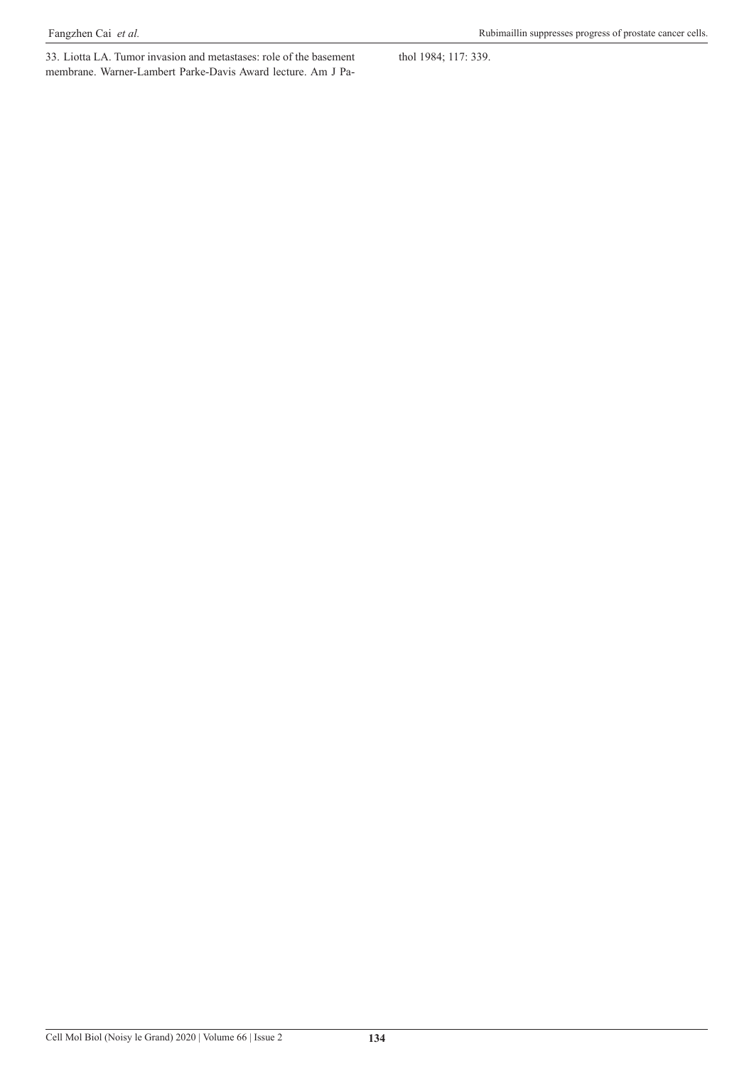33. Liotta LA. Tumor invasion and metastases: role of the basement membrane. Warner-Lambert Parke-Davis Award lecture. Am J Pathol 1984; 117: 339.